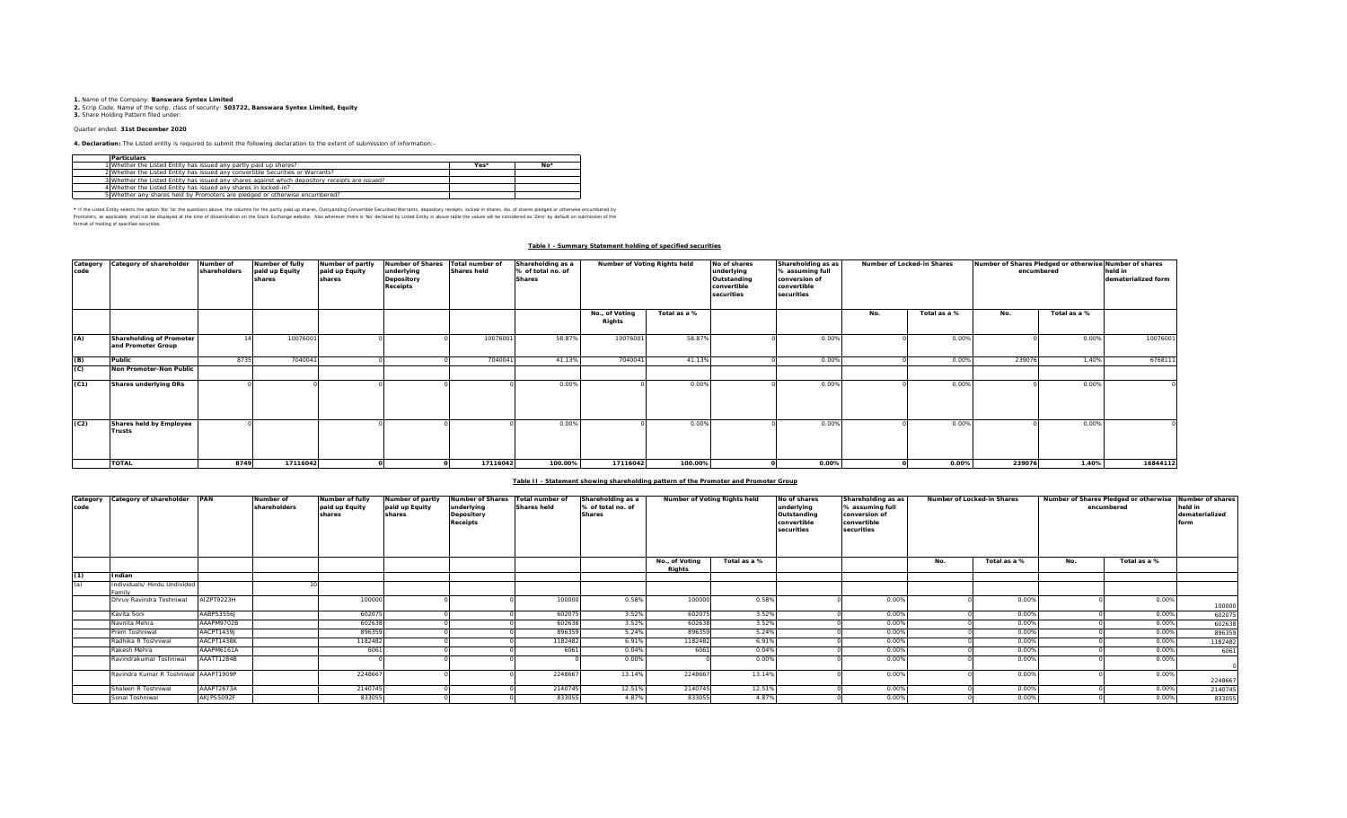**1.** Name of the Company: **Banswara Syntex Limited**
**2.** Scrip Code, Name of the scrip, class of security: **503722, Banswara Syntex Limited, Equity**
**3.** Share Holding Pattern filed under:

Quarter ended: **31st December 2020**

**4. Declaration:** The Listed entity is required to submit the following declaration to the extent of submission of information:-

| | Particulars | Yes* | No* |
|---|---|---|---|
| 1 | Whether the Listed Entity has issued any partly paid up shares? | | |
| 2 | Whether the Listed Entity has issued any convertible Securities or Warrants? | | |
| 3 | Whether the Listed Entity has issued any shares against which depository receipts are issued? | | |
| 4 | Whether the Listed Entity has issued any shares in locked-in? | | |
| 5 | Whether any shares held by Promoters are pledged or otherwise encumbered? | | |

* If the Listed Entity selects the option 'No' for the questions above, the columns for the partly paid up shares, Outstanding Convertible Securities/Warrants, depository receipts, locked-in shares, No. of shares pledged or otherwise encumbered by Promoters, as applicable, shall not be displayed at the time of dissemination on the Stock Exchange website. Also wherever there is 'No' declared by Listed Entity in above table the values will be considered as 'Zero' by default on submission of the format of holding of specified securities.

**Table I - Summary Statement holding of specified securities**

| Category code | Category of shareholder | Number of shareholders | Number of fully paid up Equity shares | Number of partly paid up Equity shares | Number of Shares underlying Depository Receipts | Total number of Shares held | Shareholding as a % of total no. of Shares | Number of Voting Rights held | | No of shares underlying Outstanding convertible securities | Shareholding as as % assuming full conversion of convertible securities | Number of Locked-in Shares | | Number of Shares Pledged or otherwise encumbered | | Number of shares held in dematerialized form |
|---|---|---|---|---|---|---|---|---|---|---|---|---|---|---|---|---|
| | | | | | | | | No., of Voting Rights | Total as a % | | | No. | Total as a % | No. | Total as a % | |
| (A) | **Shareholding of Promoter and Promoter Group** | 14 | 10076001 | 0 | 0 | 10076001 | 58.87% | 10076001 | 58.87% | 0 | 0.00% | 0 | 0.00% | 0 | 0.00% | 10076001 |
| (B) | **Public** | 8735 | 7040041 | 0 | 0 | 7040041 | 41.13% | 7040041 | 41.13% | 0 | 0.00% | 0 | 0.00% | 239076 | 1.40% | 6768111 |
| (C) | **Non Promoter-Non Public** | | | | | | | | | | | | | | | |
| (C1) | **Shares underlying DRs** | 0 | 0 | 0 | 0 | 0 | 0.00% | 0 | 0.00% | 0 | 0.00% | 0 | 0.00% | 0 | 0.00% | 0 |
| (C2) | **Shares held by Employee Trusts** | 0 | 0 | 0 | 0 | 0 | 0.00% | 0 | 0.00% | 0 | 0.00% | 0 | 0.00% | 0 | 0.00% | 0 |
| | **TOTAL** | **8749** | **17116042** | **0** | **0** | **17116042** | **100.00%** | **17116042** | **100.00%** | **0** | **0.00%** | **0** | **0.00%** | **239076** | **1.40%** | **16844112** |

**Table II - Statement showing shareholding pattern of the Promoter and Promoter Group**

| Category code | Category of shareholder | PAN | Number of shareholders | Number of fully paid up Equity shares | Number of partly paid up Equity shares | Number of Shares underlying Depository Receipts | Total number of Shares held | Shareholding as a % of total no. of Shares | Number of Voting Rights held | | No of shares underlying Outstanding convertible securities | Shareholding as as % assuming full conversion of convertible securities | Number of Locked-in Shares | | Number of Shares Pledged or otherwise encumbered | | Number of shares held in dematerialized form |
|---|---|---|---|---|---|---|---|---|---|---|---|---|---|---|---|---|---|
| | | | | | | | | | No., of Voting Rights | Total as a % | | | No. | Total as a % | No. | Total as a % | |
| (1) | **Indian** | | | | | | | | | | | | | | | | |
| (a) | Individuals/ Hindu Undivided Family | | 10 | | | | | | | | | | | | | | |
| | Dhruv Ravindra Toshniwal | AIZPT9223H | | 100000 | 0 | 0 | 100000 | 0.58% | 100000 | 0.58% | 0 | 0.00% | 0 | 0.00% | 0 | 0.00% | 100000 |
| | Kavita Soni | AABPS3556J | | 602075 | 0 | 0 | 602075 | 3.52% | 602075 | 3.52% | 0 | 0.00% | 0 | 0.00% | 0 | 0.00% | 602075 |
| | Navnita Mehra | AAAPM9702B | | 602638 | 0 | 0 | 602638 | 3.52% | 602638 | 3.52% | 0 | 0.00% | 0 | 0.00% | 0 | 0.00% | 602638 |
| | Prem Toshniwal | AACPT1439J | | 896359 | 0 | 0 | 896359 | 5.24% | 896359 | 5.24% | 0 | 0.00% | 0 | 0.00% | 0 | 0.00% | 896359 |
| | Radhika R Toshniwal | AACPT1438K | | 1182482 | 0 | 0 | 1182482 | 6.91% | 1182482 | 6.91% | 0 | 0.00% | 0 | 0.00% | 0 | 0.00% | 1182482 |
| | Rakesh Mehra | AAAPM6161A | | 6061 | 0 | 0 | 6061 | 0.04% | 6061 | 0.04% | 0 | 0.00% | 0 | 0.00% | 0 | 0.00% | 6061 |
| | Ravindrakumar Toshniwal | AAATT1284B | | 0 | 0 | 0 | 0 | 0.00% | 0 | 0.00% | 0 | 0.00% | 0 | 0.00% | 0 | 0.00% | 0 |
| | Ravindra Kumar R Toshniwal | AAAPT1909P | | 2248667 | 0 | 0 | 2248667 | 13.14% | 2248667 | 13.14% | 0 | 0.00% | 0 | 0.00% | 0 | 0.00% | 2248667 |
| | Shaleen R Toshniwal | AAAPT2673A | | 2140745 | 0 | 0 | 2140745 | 12.51% | 2140745 | 12.51% | 0 | 0.00% | 0 | 0.00% | 0 | 0.00% | 2140745 |
| | Sonal Toshniwal | AKJPS5092F | | 833055 | 0 | 0 | 833055 | 4.87% | 833055 | 4.87% | 0 | 0.00% | 0 | 0.00% | 0 | 0.00% | 833055 |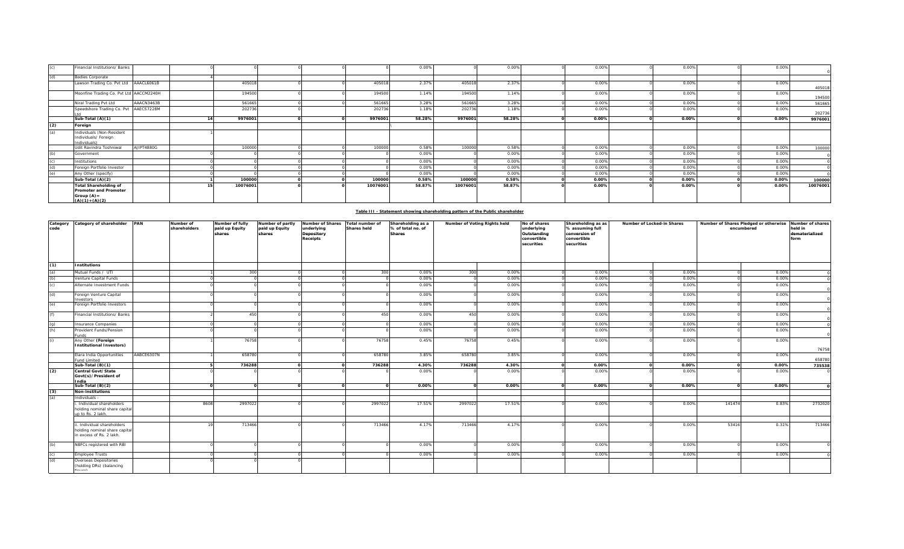| (c) | Financial Institutions/ Banks | | 0 | 0 | 0 | 0 | 0 | 0.00% | 0 | 0.00% | 0 | 0.00% | 0 | 0.00% | 0 | 0.00% | 0 |
|---|---|---|---|---|---|---|---|---|---|---|---|---|---|---|---|---|---|
| (d) | Bodies Corporate | | 4 | | | | | | | | | | | | | | |
| | Lawson Trading Co. Pvt Ltd | AAACL6061B | | 405018 | 0 | 0 | 405018 | 2.37% | 405018 | 2.37% | 0 | 0.00% | 0 | 0.00% | 0 | 0.00% | 405018 |
| | Moonfine Trading Co. Pvt Ltd | AACCM2240H | | 194500 | 0 | 0 | 194500 | 1.14% | 194500 | 1.14% | 0 | 0.00% | 0 | 0.00% | 0 | 0.00% | 194500 |
| | Niral Trading Pvt Ltd | AAACN3463B | | 561665 | 0 | 0 | 561665 | 3.28% | 561665 | 3.28% | 0 | 0.00% | 0 | 0.00% | 0 | 0.00% | 561665 |
| | Speedshore Trading Co. Pvt Ltd | AAECS7228M | | 202736 | 0 | | 202736 | 1.18% | 202736 | 1.18% | 0 | 0.00% | 0 | 0.00% | 0 | 0.00% | 202736 |
| | **Sub-Total (A)(1)** | | **14** | **9976001** | **0** | **0** | **9976001** | **58.28%** | **9976001** | **58.28%** | **0** | **0.00%** | **0** | **0.00%** | **0** | **0.00%** | **9976001** |
| **(2)** | **Foreign** | | | | | | | | | | | | | | | | |
| (a) | Individuals (Non-Resident Individuals/ Foreign Individuals) | | 1 | | | | | | | | | | | | | | |
| | Udit Ravindra Toshniwal | AJIPT4880G | | 100000 | 0 | 0 | 100000 | 0.58% | 100000 | 0.58% | 0 | 0.00% | 0 | 0.00% | 0 | 0.00% | 100000 |
| (b) | Government | | 0 | 0 | 0 | 0 | 0 | 0.00% | 0 | 0.00% | 0 | 0.00% | 0 | 0.00% | 0 | 0.00% | 0 |
| (c) | Institutions | | 0 | 0 | 0 | 0 | 0 | 0.00% | 0 | 0.00% | 0 | 0.00% | 0 | 0.00% | 0 | 0.00% | 0 |
| (d) | Foreign Portfolio Investor | | 0 | 0 | 0 | 0 | 0 | 0.00% | 0 | 0.00% | 0 | 0.00% | 0 | 0.00% | 0 | 0.00% | 0 |
| (e) | Any Other (specify) | | 0 | 0 | 0 | 0 | 0 | 0.00% | 0 | 0.00% | 0 | 0.00% | 0 | 0.00% | 0 | 0.00% | 0 |
| | **Sub-Total (A)(2)** | | **1** | **100000** | **0** | **0** | **100000** | **0.58%** | **100000** | **0.58%** | **0** | **0.00%** | **0** | **0.00%** | **0** | **0.00%** | **100000** |
| | **Total Shareholding of Promoter and Promoter Group (A)= (A)(1)+(A)(2)** | | **15** | **10076001** | **0** | **0** | **10076001** | **58.87%** | **10076001** | **58.87%** | **0** | **0.00%** | **0** | **0.00%** | **0** | **0.00%** | **10076001** |

**Table III - Statement showing shareholding pattern of the Public shareholder**

| Category code | Category of shareholder | PAN | Number of shareholders | Number of fully paid up Equity shares | Number of partly paid up Equity shares | Number of Shares underlying Depository Receipts | Total number of Shares held | Shareholding as a % of total no. of Shares | Number of Voting Rights held | | No of shares underlying Outstanding convertible securities | Shareholding as as % assuming full conversion of convertible securities | Number of Locked-in Shares | | Number of Shares Pledged or otherwise encumbered | | Number of shares held in dematerialized form |
|---|---|---|---|---|---|---|---|---|---|---|---|---|---|---|---|---|---|
| **(1)** | **Institutions** | | | | | | | | | | | | | | | | |
| (a) | Mutual Funds / UTI | | 1 | 300 | 0 | 0 | 300 | 0.00% | 300 | 0.00% | 0 | 0.00% | 0 | 0.00% | 0 | 0.00% | 0 |
| (b) | Venture Capital Funds | | 0 | 0 | 0 | 0 | 0 | 0.00% | 0 | 0.00% | 0 | 0.00% | 0 | 0.00% | 0 | 0.00% | 0 |
| (c) | Alternate Investment Funds | | 0 | 0 | 0 | 0 | 0 | 0.00% | 0 | 0.00% | 0 | 0.00% | 0 | 0.00% | 0 | 0.00% | 0 |
| (d) | Foreign Venture Capital Investors | | 0 | 0 | 0 | 0 | 0 | 0.00% | 0 | 0.00% | 0 | 0.00% | 0 | 0.00% | 0 | 0.00% | 0 |
| (e) | Foreign Portfolio Investors | | 0 | 0 | 0 | 0 | 0 | 0.00% | 0 | 0.00% | 0 | 0.00% | 0 | 0.00% | 0 | 0.00% | 0 |
| (f) | Financial Institutions/ Banks | | 2 | 450 | 0 | 0 | 450 | 0.00% | 450 | 0.00% | 0 | 0.00% | 0 | 0.00% | 0 | 0.00% | 0 |
| (g) | Insurance Companies | | 0 | 0 | 0 | 0 | 0 | 0.00% | 0 | 0.00% | 0 | 0.00% | 0 | 0.00% | 0 | 0.00% | 0 |
| (h) | Provident Funds/Pension Funds | | 0 | 0 | 0 | 0 | 0 | 0.00% | 0 | 0.00% | 0 | 0.00% | 0 | 0.00% | 0 | 0.00% | 0 |
| (i) | Any Other **(Foreign Institutional Investors)** | | 1 | 76758 | 0 | 0 | 76758 | 0.45% | 76758 | 0.45% | 0 | 0.00% | 0 | 0.00% | 0 | 0.00% | 76758 |
| | Elara India Opportunities Fund Limited | AABCE6307N | 1 | 658780 | 0 | 0 | 658780 | 3.85% | 658780 | 3.85% | 0 | 0.00% | 0 | 0.00% | 0 | 0.00% | 658780 |
| | **Sub-Total (B)(1)** | | **5** | **736288** | **0** | **0** | **736288** | **4.30%** | **736288** | **4.30%** | **0** | **0.00%** | **0** | **0.00%** | **0** | **0.00%** | **735538** |
| **(2)** | **Central Govt/State Govt(s)/President of India** | | 0 | 0 | 0 | 0 | 0 | 0.00% | 0 | 0.00% | 0 | 0.00% | 0 | 0.00% | 0 | 0.00% | 0 |
| | **Sub-Total (B)(2)** | | **0** | **0** | **0** | **0** | **0** | **0.00%** | **0** | **0.00%** | **0** | **0.00%** | **0** | **0.00%** | **0** | **0.00%** | **0** |
| **(3)** | **Non-institutions** | | | | | | | | | | | | | | | | |
| (a) | Individuals - | | | | | | | | | | | | | | | | |
| | i. Individual shareholders holding nominal share capital up to Rs. 2 lakh. | | 8608 | 2997022 | 0 | 0 | 2997022 | 17.51% | 2997022 | 17.51% | 0 | 0.00% | 0 | 0.00% | 141474 | 0.83% | 2732020 |
| | ii. Individual shareholders holding nominal share capital in excess of Rs. 2 lakh. | | 19 | 713466 | 0 | 0 | 713466 | 4.17% | 713466 | 4.17% | 0 | 0.00% | 0 | 0.00% | 53416 | 0.31% | 713466 |
| (b) | NBFCs registered with RBI | | 0 | 0 | 0 | 0 | 0 | 0.00% | 0 | 0.00% | 0 | 0.00% | 0 | 0.00% | 0 | 0.00% | 0 |
| (c) | Employee Trusts | | 0 | 0 | 0 | 0 | 0 | 0.00% | 0 | 0.00% | 0 | 0.00% | 0 | 0.00% | 0 | 0.00% | 0 |
| (d) | Overseas Depositories (holding DRs) (balancing figure) | | 0 | 0 | 0 | | | | | | | | | | | | |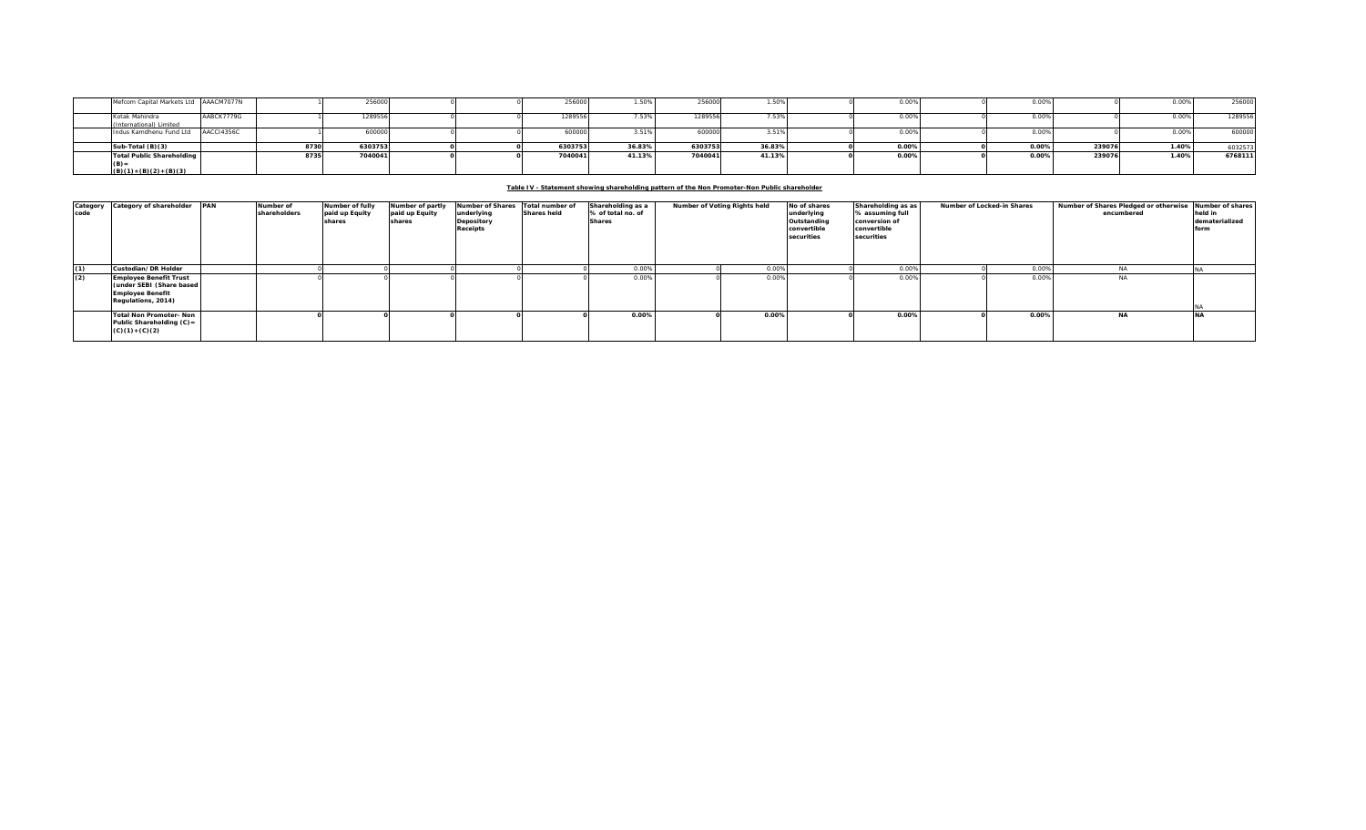| | | | | | | | | | | | | | | | | | |
|---|---|---|---|---|---|---|---|---|---|---|---|---|---|---|---|---|---|
| | Mefcom Capital Markets Ltd | AAACM7077N | 1 | 256000 | 0 | 0 | 256000 | 1.50% | 256000 | 1.50% | 0 | 0.00% | 0 | 0.00% | 0 | 0.00% | 256000 |
| | Kotak Mahindra (International) Limited | AABCK7779G | 1 | 1289556 | 0 | 0 | 1289556 | 7.53% | 1289556 | 7.53% | 0 | 0.00% | 0 | 0.00% | 0 | 0.00% | 1289556 |
| | Indus Kamdhenu Fund Ltd | AACCI4356C | 1 | 600000 | 0 | 0 | 600000 | 3.51% | 600000 | 3.51% | 0 | 0.00% | 0 | 0.00% | 0 | 0.00% | 600000 |
| | **Sub-Total (B)(3)** | | **8730** | **6303753** | **0** | **0** | **6303753** | **36.83%** | **6303753** | **36.83%** | **0** | **0.00%** | **0** | **0.00%** | **239076** | **1.40%** | 6032573 |
| | **Total Public Shareholding (B)= (B)(1)+(B)(2)+(B)(3)** | | **8735** | **7040041** | **0** | **0** | **7040041** | **41.13%** | **7040041** | **41.13%** | **0** | **0.00%** | **0** | **0.00%** | **239076** | **1.40%** | **6768111** |

**Table IV - Statement showing shareholding pattern of the Non Promoter-Non Public shareholder**

| Category code | Category of shareholder | PAN | Number of shareholders | Number of fully paid up Equity shares | Number of partly paid up Equity shares | Number of Shares underlying Depository Receipts | Total number of Shares held | Shareholding as a % of total no. of Shares | Number of Voting Rights held | | No of shares underlying Outstanding convertible securities | Shareholding as as % assuming full conversion of convertible securities | Number of Locked-in Shares | | Number of Shares Pledged or otherwise encumbered | Number of shares held in dematerialized form |
|---|---|---|---|---|---|---|---|---|---|---|---|---|---|---|---|---|
| (1) | **Custodian/DR Holder** | | 0 | 0 | 0 | 0 | 0 | 0.00% | 0 | 0.00% | 0 | 0.00% | 0 | 0.00% | NA | NA |
| (2) | **Employee Benefit Trust (under SEBI (Share based Employee Benefit Regulations, 2014)** | | 0 | 0 | 0 | 0 | 0 | 0.00% | 0 | 0.00% | 0 | 0.00% | 0 | 0.00% | NA | NA |
| | **Total Non Promoter- Non Public Shareholding (C)= (C)(1)+(C)(2)** | | **0** | **0** | **0** | **0** | **0** | **0.00%** | **0** | **0.00%** | **0** | **0.00%** | **0** | **0.00%** | **NA** | **NA** |